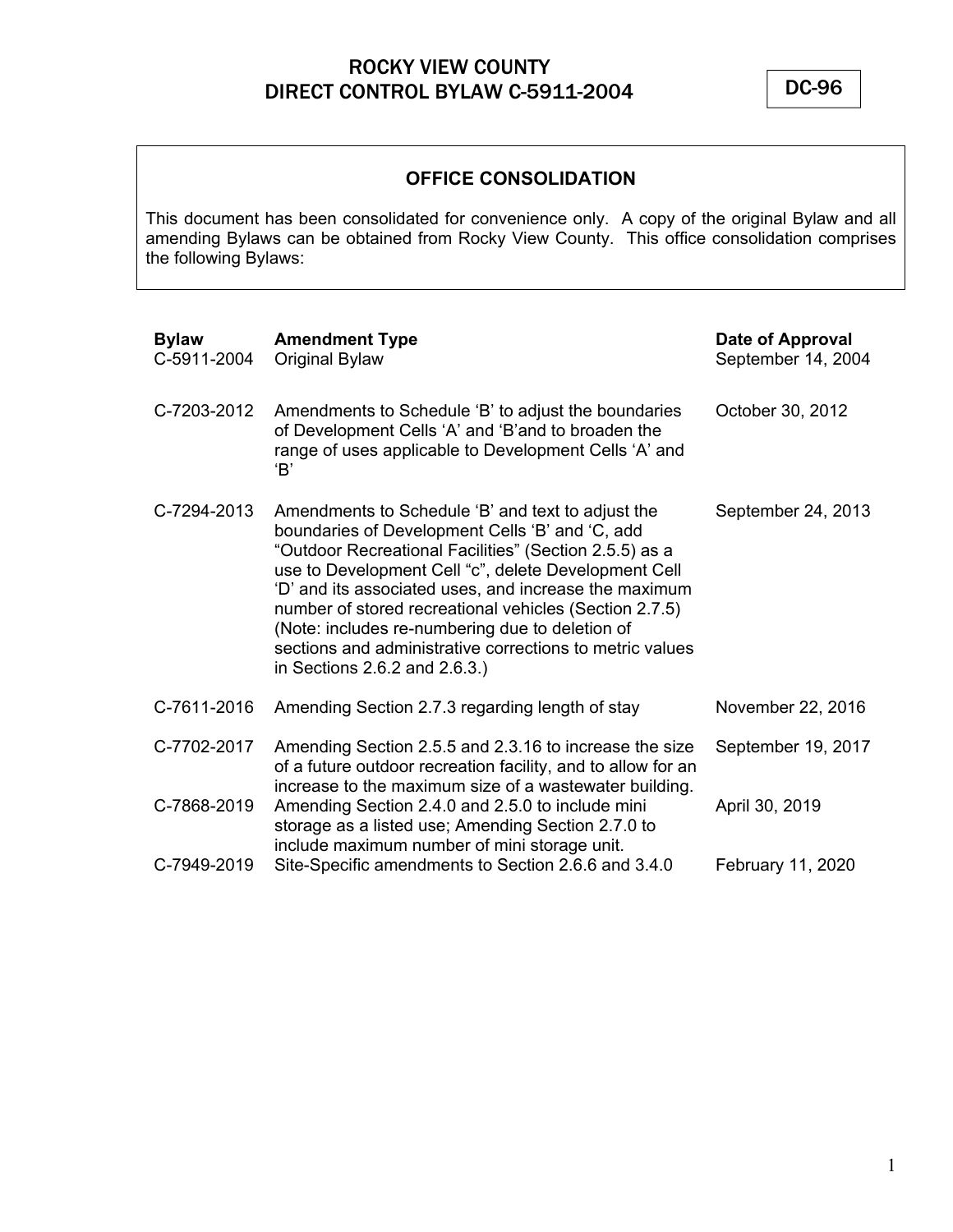# ROCKY VIEW COUNTY
# DIRECT CONTROL BYLAW C-5911-2004

DC-96

## OFFICE CONSOLIDATION

This document has been consolidated for convenience only. A copy of the original Bylaw and all amending Bylaws can be obtained from Rocky View County. This office consolidation comprises the following Bylaws:

| **Bylaw** | **Amendment Type** | **Date of Approval** |
|---|---|---|
| C-5911-2004 | Original Bylaw | September 14, 2004 |
| C-7203-2012 | Amendments to Schedule 'B' to adjust the boundaries of Development Cells 'A' and 'B'and to broaden the range of uses applicable to Development Cells 'A' and 'B' | October 30, 2012 |
| C-7294-2013 | Amendments to Schedule 'B' and text to adjust the boundaries of Development Cells 'B' and 'C, add "Outdoor Recreational Facilities" (Section 2.5.5) as a use to Development Cell "c", delete Development Cell 'D' and its associated uses, and increase the maximum number of stored recreational vehicles (Section 2.7.5) (Note: includes re-numbering due to deletion of sections and administrative corrections to metric values in Sections 2.6.2 and 2.6.3.) | September 24, 2013 |
| C-7611-2016 | Amending Section 2.7.3 regarding length of stay | November 22, 2016 |
| C-7702-2017 | Amending Section 2.5.5 and 2.3.16 to increase the size of a future outdoor recreation facility, and to allow for an increase to the maximum size of a wastewater building. | September 19, 2017 |
| C-7868-2019 | Amending Section 2.4.0 and 2.5.0 to include mini storage as a listed use; Amending Section 2.7.0 to include maximum number of mini storage unit. | April 30, 2019 |
| C-7949-2019 | Site-Specific amendments to Section 2.6.6 and 3.4.0 | February 11, 2020 |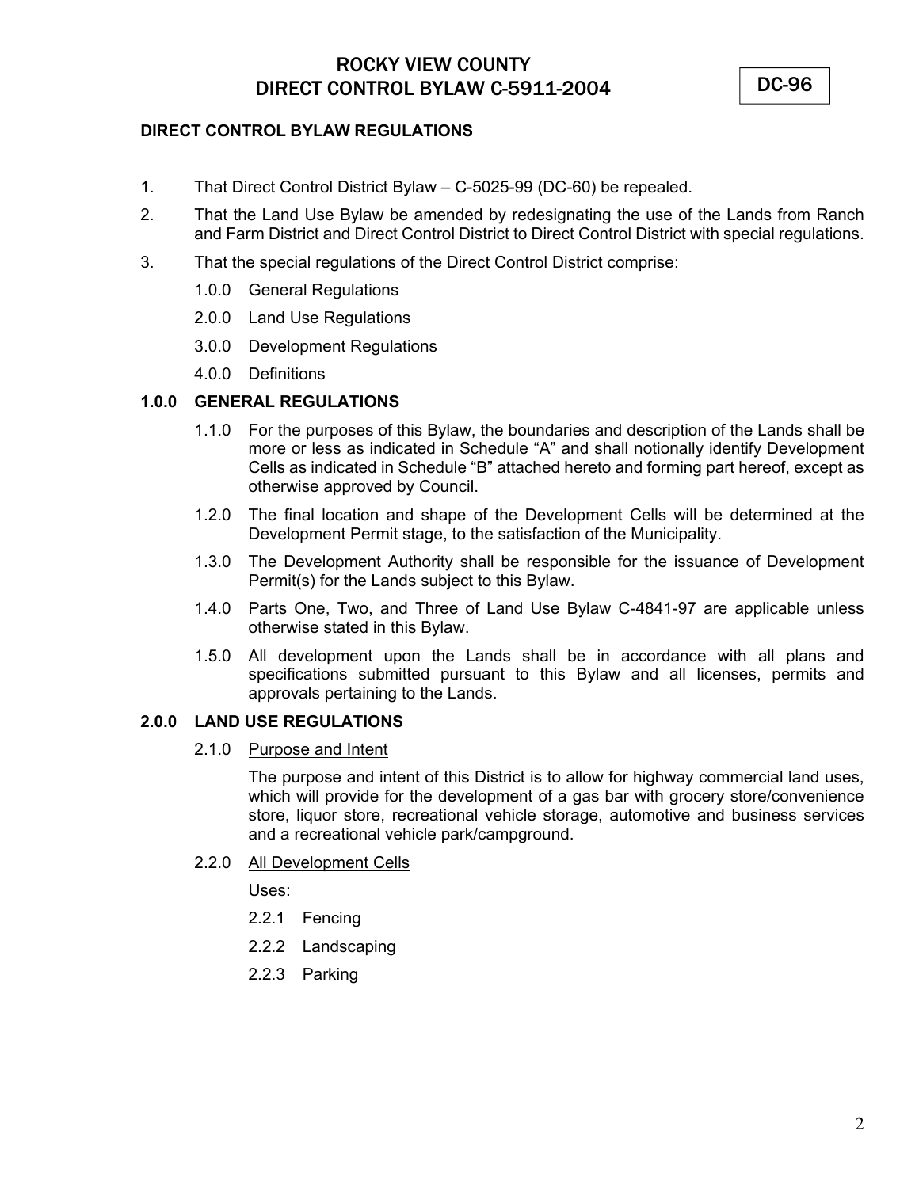# ROCKY VIEW COUNTY
# DIRECT CONTROL BYLAW C-5911-2004

DC-96

**DIRECT CONTROL BYLAW REGULATIONS**

1. That Direct Control District Bylaw – C-5025-99 (DC-60) be repealed.
2. That the Land Use Bylaw be amended by redesignating the use of the Lands from Ranch and Farm District and Direct Control District to Direct Control District with special regulations.
3. That the special regulations of the Direct Control District comprise:

   1.0.0 General Regulations

   2.0.0 Land Use Regulations

   3.0.0 Development Regulations

   4.0.0 Definitions

## 1.0.0 GENERAL REGULATIONS

1.1.0 For the purposes of this Bylaw, the boundaries and description of the Lands shall be more or less as indicated in Schedule "A" and shall notionally identify Development Cells as indicated in Schedule "B" attached hereto and forming part hereof, except as otherwise approved by Council.

1.2.0 The final location and shape of the Development Cells will be determined at the Development Permit stage, to the satisfaction of the Municipality.

1.3.0 The Development Authority shall be responsible for the issuance of Development Permit(s) for the Lands subject to this Bylaw.

1.4.0 Parts One, Two, and Three of Land Use Bylaw C-4841-97 are applicable unless otherwise stated in this Bylaw.

1.5.0 All development upon the Lands shall be in accordance with all plans and specifications submitted pursuant to this Bylaw and all licenses, permits and approvals pertaining to the Lands.

## 2.0.0 LAND USE REGULATIONS

2.1.0 Purpose and Intent

The purpose and intent of this District is to allow for highway commercial land uses, which will provide for the development of a gas bar with grocery store/convenience store, liquor store, recreational vehicle storage, automotive and business services and a recreational vehicle park/campground.

2.2.0 All Development Cells

Uses:

2.2.1 Fencing

2.2.2 Landscaping

2.2.3 Parking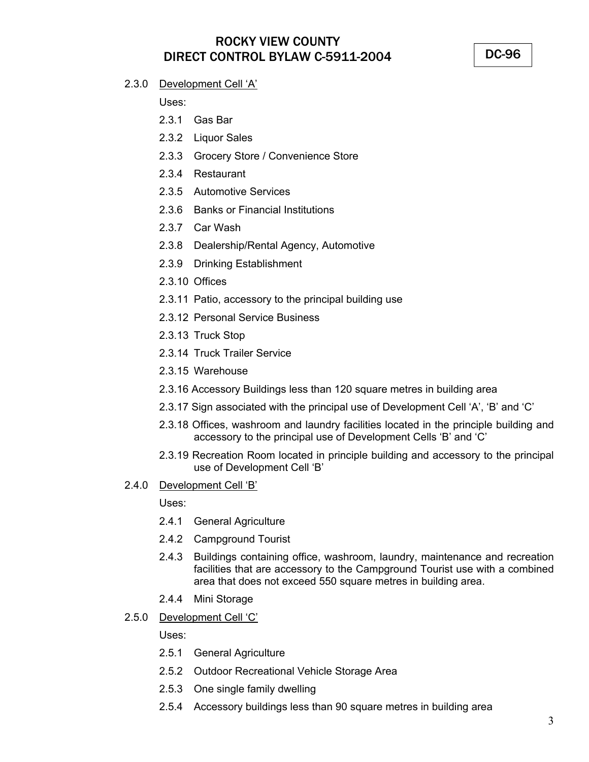2.3.0 <u>Development Cell 'A'</u>

Uses:

- 2.3.1 Gas Bar
- 2.3.2 Liquor Sales
- 2.3.3 Grocery Store / Convenience Store
- 2.3.4 Restaurant
- 2.3.5 Automotive Services
- 2.3.6 Banks or Financial Institutions
- 2.3.7 Car Wash
- 2.3.8 Dealership/Rental Agency, Automotive
- 2.3.9 Drinking Establishment
- 2.3.10 Offices
- 2.3.11 Patio, accessory to the principal building use
- 2.3.12 Personal Service Business
- 2.3.13 Truck Stop
- 2.3.14 Truck Trailer Service
- 2.3.15 Warehouse
- 2.3.16 Accessory Buildings less than 120 square metres in building area
- 2.3.17 Sign associated with the principal use of Development Cell 'A', 'B' and 'C'
- 2.3.18 Offices, washroom and laundry facilities located in the principle building and accessory to the principal use of Development Cells 'B' and 'C'
- 2.3.19 Recreation Room located in principle building and accessory to the principal use of Development Cell 'B'

2.4.0 <u>Development Cell 'B'</u>

Uses:

- 2.4.1 General Agriculture
- 2.4.2 Campground Tourist
- 2.4.3 Buildings containing office, washroom, laundry, maintenance and recreation facilities that are accessory to the Campground Tourist use with a combined area that does not exceed 550 square metres in building area.
- 2.4.4 Mini Storage

2.5.0 <u>Development Cell 'C'</u>

Uses:

- 2.5.1 General Agriculture
- 2.5.2 Outdoor Recreational Vehicle Storage Area
- 2.5.3 One single family dwelling
- 2.5.4 Accessory buildings less than 90 square metres in building area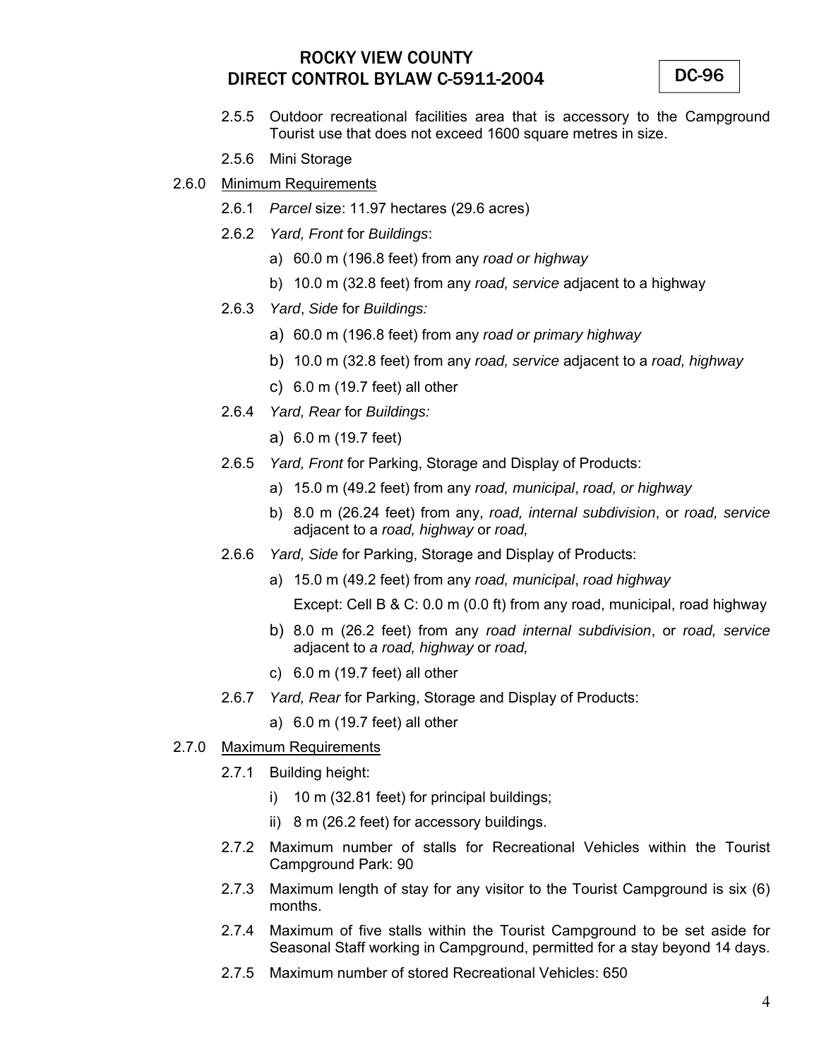2.5.5 Outdoor recreational facilities area that is accessory to the Campground Tourist use that does not exceed 1600 square metres in size.

2.5.6 Mini Storage

2.6.0 Minimum Requirements

2.6.1 *Parcel* size: 11.97 hectares (29.6 acres)

2.6.2 *Yard, Front* for *Buildings*:

a) 60.0 m (196.8 feet) from any *road or highway*

b) 10.0 m (32.8 feet) from any *road, service* adjacent to a highway

2.6.3 *Yard*, *Side* for *Buildings:*

a) 60.0 m (196.8 feet) from any *road or primary highway*

b) 10.0 m (32.8 feet) from any *road, service* adjacent to a *road, highway*

c) 6.0 m (19.7 feet) all other

2.6.4 *Yard, Rear* for *Buildings:*

a) 6.0 m (19.7 feet)

2.6.5 *Yard, Front* for Parking, Storage and Display of Products:

a) 15.0 m (49.2 feet) from any *road, municipal*, *road, or highway*

b) 8.0 m (26.24 feet) from any, *road, internal subdivision*, or *road, service* adjacent to a *road, highway* or *road,*

2.6.6 *Yard, Side* for Parking, Storage and Display of Products:

a) 15.0 m (49.2 feet) from any *road, municipal*, *road highway*

Except: Cell B & C: 0.0 m (0.0 ft) from any road, municipal, road highway

b) 8.0 m (26.2 feet) from any *road internal subdivision*, or *road, service* adjacent to *a road, highway* or *road,*

c) 6.0 m (19.7 feet) all other

2.6.7 *Yard, Rear* for Parking, Storage and Display of Products:

a) 6.0 m (19.7 feet) all other

2.7.0 Maximum Requirements

2.7.1 Building height:

i) 10 m (32.81 feet) for principal buildings;

ii) 8 m (26.2 feet) for accessory buildings.

2.7.2 Maximum number of stalls for Recreational Vehicles within the Tourist Campground Park: 90

2.7.3 Maximum length of stay for any visitor to the Tourist Campground is six (6) months.

2.7.4 Maximum of five stalls within the Tourist Campground to be set aside for Seasonal Staff working in Campground, permitted for a stay beyond 14 days.

2.7.5 Maximum number of stored Recreational Vehicles: 650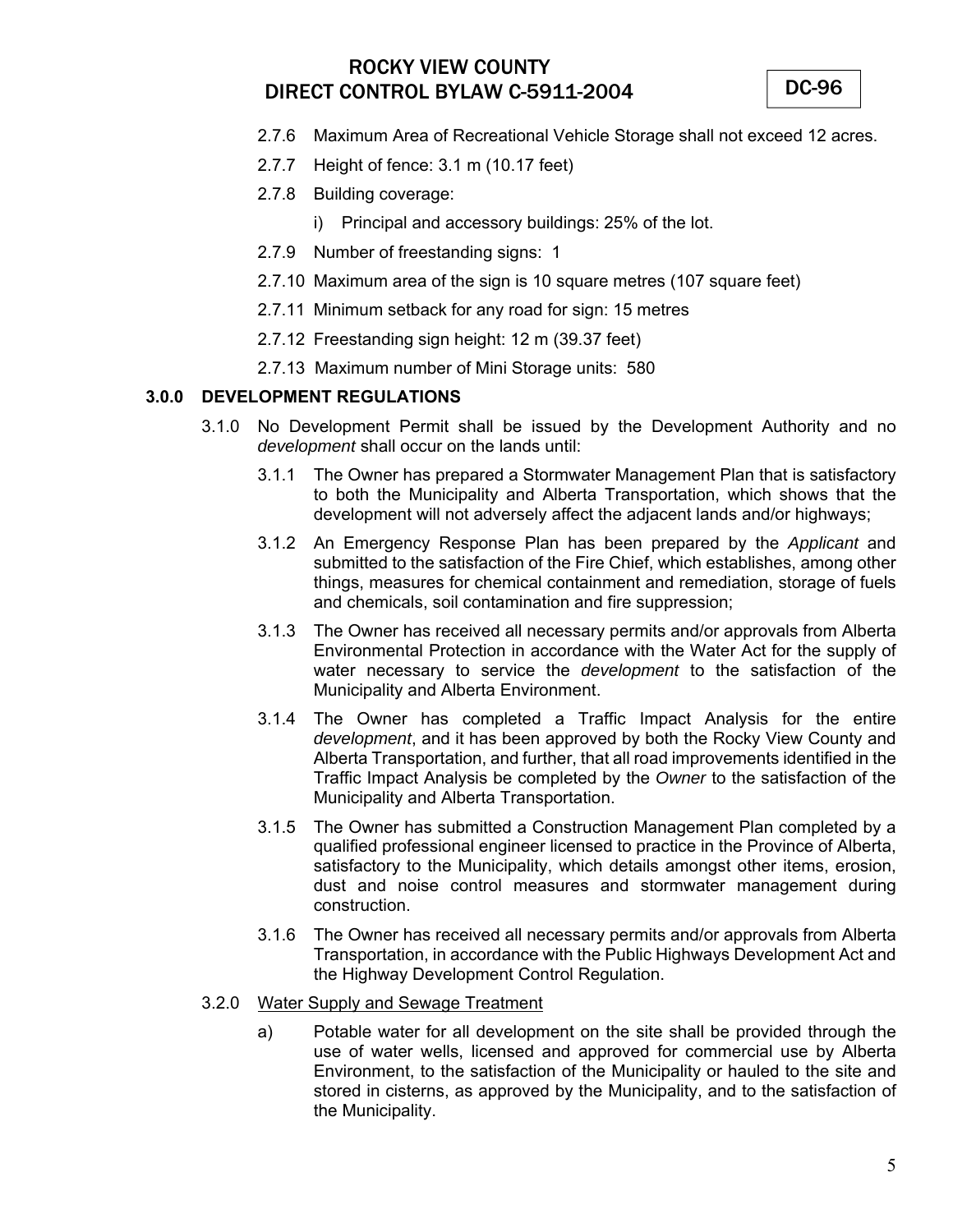2.7.6 Maximum Area of Recreational Vehicle Storage shall not exceed 12 acres.

2.7.7 Height of fence: 3.1 m (10.17 feet)

2.7.8 Building coverage:

i) Principal and accessory buildings: 25% of the lot.

2.7.9 Number of freestanding signs: 1

2.7.10 Maximum area of the sign is 10 square metres (107 square feet)

2.7.11 Minimum setback for any road for sign: 15 metres

2.7.12 Freestanding sign height: 12 m (39.37 feet)

2.7.13 Maximum number of Mini Storage units: 580

## 3.0.0 DEVELOPMENT REGULATIONS

3.1.0 No Development Permit shall be issued by the Development Authority and no *development* shall occur on the lands until:

3.1.1 The Owner has prepared a Stormwater Management Plan that is satisfactory to both the Municipality and Alberta Transportation, which shows that the development will not adversely affect the adjacent lands and/or highways;

3.1.2 An Emergency Response Plan has been prepared by the *Applicant* and submitted to the satisfaction of the Fire Chief, which establishes, among other things, measures for chemical containment and remediation, storage of fuels and chemicals, soil contamination and fire suppression;

3.1.3 The Owner has received all necessary permits and/or approvals from Alberta Environmental Protection in accordance with the Water Act for the supply of water necessary to service the *development* to the satisfaction of the Municipality and Alberta Environment.

3.1.4 The Owner has completed a Traffic Impact Analysis for the entire *development*, and it has been approved by both the Rocky View County and Alberta Transportation, and further, that all road improvements identified in the Traffic Impact Analysis be completed by the *Owner* to the satisfaction of the Municipality and Alberta Transportation.

3.1.5 The Owner has submitted a Construction Management Plan completed by a qualified professional engineer licensed to practice in the Province of Alberta, satisfactory to the Municipality, which details amongst other items, erosion, dust and noise control measures and stormwater management during construction.

3.1.6 The Owner has received all necessary permits and/or approvals from Alberta Transportation, in accordance with the Public Highways Development Act and the Highway Development Control Regulation.

3.2.0 Water Supply and Sewage Treatment

a) Potable water for all development on the site shall be provided through the use of water wells, licensed and approved for commercial use by Alberta Environment, to the satisfaction of the Municipality or hauled to the site and stored in cisterns, as approved by the Municipality, and to the satisfaction of the Municipality.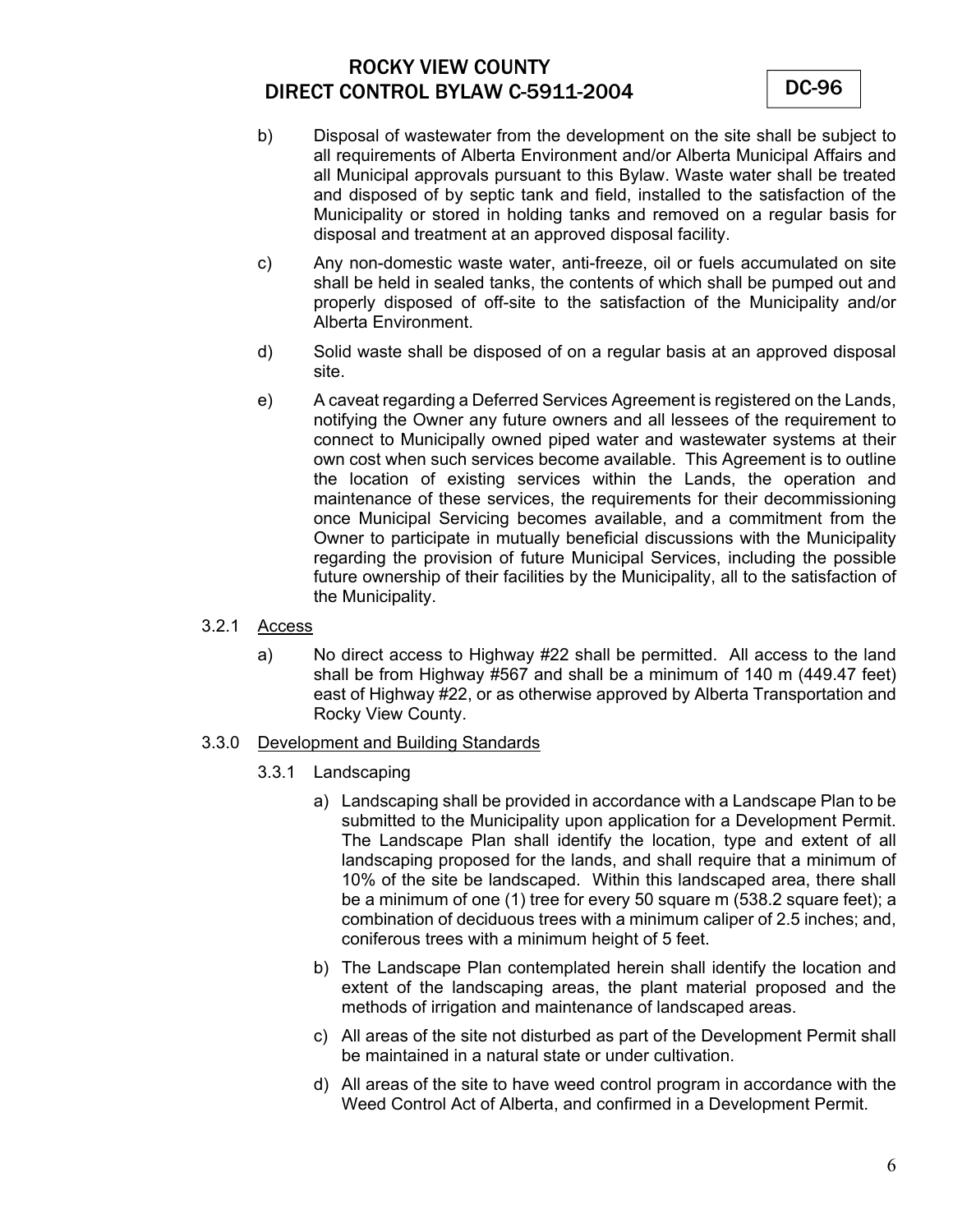b) Disposal of wastewater from the development on the site shall be subject to all requirements of Alberta Environment and/or Alberta Municipal Affairs and all Municipal approvals pursuant to this Bylaw. Waste water shall be treated and disposed of by septic tank and field, installed to the satisfaction of the Municipality or stored in holding tanks and removed on a regular basis for disposal and treatment at an approved disposal facility.

c) Any non-domestic waste water, anti-freeze, oil or fuels accumulated on site shall be held in sealed tanks, the contents of which shall be pumped out and properly disposed of off-site to the satisfaction of the Municipality and/or Alberta Environment.

d) Solid waste shall be disposed of on a regular basis at an approved disposal site.

e) A caveat regarding a Deferred Services Agreement is registered on the Lands, notifying the Owner any future owners and all lessees of the requirement to connect to Municipally owned piped water and wastewater systems at their own cost when such services become available. This Agreement is to outline the location of existing services within the Lands, the operation and maintenance of these services, the requirements for their decommissioning once Municipal Servicing becomes available, and a commitment from the Owner to participate in mutually beneficial discussions with the Municipality regarding the provision of future Municipal Services, including the possible future ownership of their facilities by the Municipality, all to the satisfaction of the Municipality.

3.2.1 Access

a) No direct access to Highway #22 shall be permitted. All access to the land shall be from Highway #567 and shall be a minimum of 140 m (449.47 feet) east of Highway #22, or as otherwise approved by Alberta Transportation and Rocky View County.

3.3.0 Development and Building Standards

3.3.1 Landscaping

a) Landscaping shall be provided in accordance with a Landscape Plan to be submitted to the Municipality upon application for a Development Permit. The Landscape Plan shall identify the location, type and extent of all landscaping proposed for the lands, and shall require that a minimum of 10% of the site be landscaped. Within this landscaped area, there shall be a minimum of one (1) tree for every 50 square m (538.2 square feet); a combination of deciduous trees with a minimum caliper of 2.5 inches; and, coniferous trees with a minimum height of 5 feet.

b) The Landscape Plan contemplated herein shall identify the location and extent of the landscaping areas, the plant material proposed and the methods of irrigation and maintenance of landscaped areas.

c) All areas of the site not disturbed as part of the Development Permit shall be maintained in a natural state or under cultivation.

d) All areas of the site to have weed control program in accordance with the Weed Control Act of Alberta, and confirmed in a Development Permit.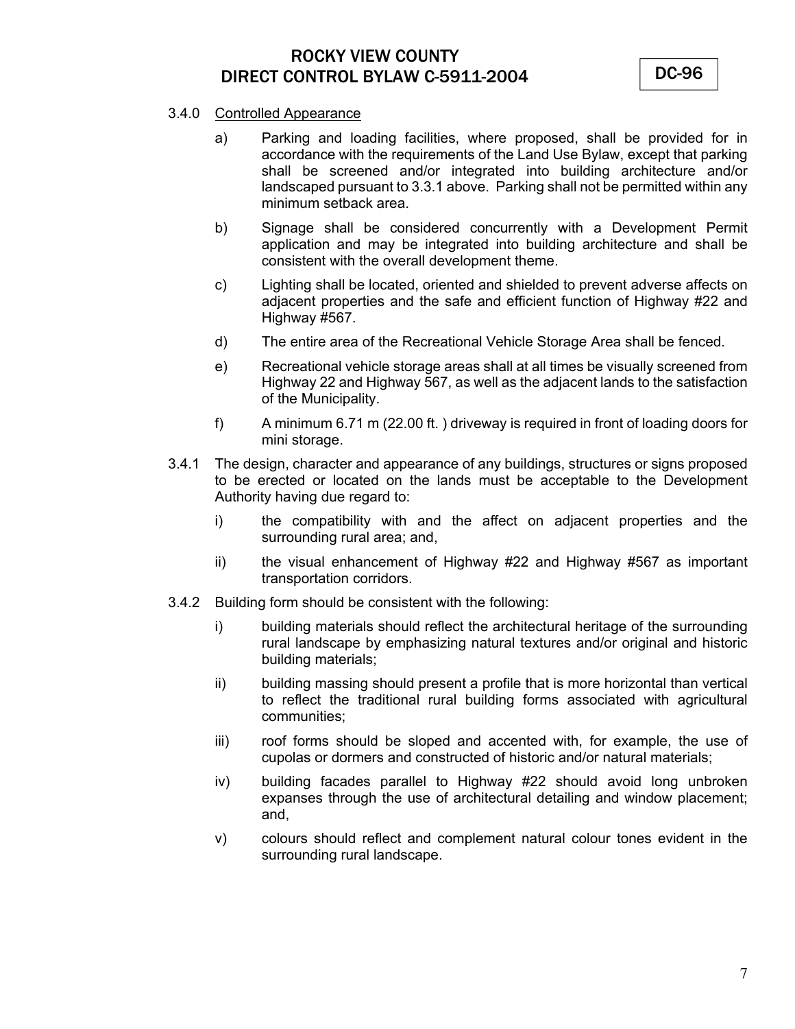3.4.0 Controlled Appearance

a) Parking and loading facilities, where proposed, shall be provided for in accordance with the requirements of the Land Use Bylaw, except that parking shall be screened and/or integrated into building architecture and/or landscaped pursuant to 3.3.1 above. Parking shall not be permitted within any minimum setback area.

b) Signage shall be considered concurrently with a Development Permit application and may be integrated into building architecture and shall be consistent with the overall development theme.

c) Lighting shall be located, oriented and shielded to prevent adverse affects on adjacent properties and the safe and efficient function of Highway #22 and Highway #567.

d) The entire area of the Recreational Vehicle Storage Area shall be fenced.

e) Recreational vehicle storage areas shall at all times be visually screened from Highway 22 and Highway 567, as well as the adjacent lands to the satisfaction of the Municipality.

f) A minimum 6.71 m (22.00 ft. ) driveway is required in front of loading doors for mini storage.

3.4.1 The design, character and appearance of any buildings, structures or signs proposed to be erected or located on the lands must be acceptable to the Development Authority having due regard to:

i) the compatibility with and the affect on adjacent properties and the surrounding rural area; and,

ii) the visual enhancement of Highway #22 and Highway #567 as important transportation corridors.

3.4.2 Building form should be consistent with the following:

i) building materials should reflect the architectural heritage of the surrounding rural landscape by emphasizing natural textures and/or original and historic building materials;

ii) building massing should present a profile that is more horizontal than vertical to reflect the traditional rural building forms associated with agricultural communities;

iii) roof forms should be sloped and accented with, for example, the use of cupolas or dormers and constructed of historic and/or natural materials;

iv) building facades parallel to Highway #22 should avoid long unbroken expanses through the use of architectural detailing and window placement; and,

v) colours should reflect and complement natural colour tones evident in the surrounding rural landscape.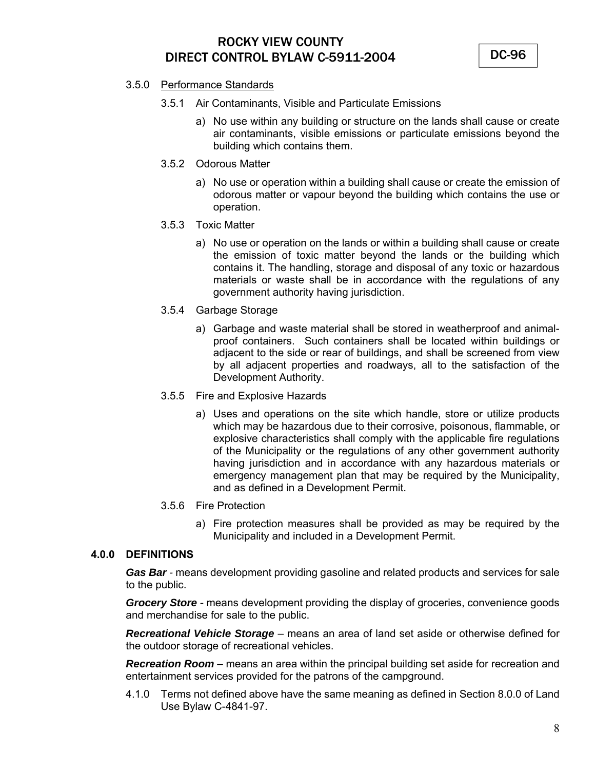### 3.5.0 Performance Standards

3.5.1 Air Contaminants, Visible and Particulate Emissions

a) No use within any building or structure on the lands shall cause or create air contaminants, visible emissions or particulate emissions beyond the building which contains them.

3.5.2 Odorous Matter

a) No use or operation within a building shall cause or create the emission of odorous matter or vapour beyond the building which contains the use or operation.

3.5.3 Toxic Matter

a) No use or operation on the lands or within a building shall cause or create the emission of toxic matter beyond the lands or the building which contains it. The handling, storage and disposal of any toxic or hazardous materials or waste shall be in accordance with the regulations of any government authority having jurisdiction.

3.5.4 Garbage Storage

a) Garbage and waste material shall be stored in weatherproof and animal-proof containers. Such containers shall be located within buildings or adjacent to the side or rear of buildings, and shall be screened from view by all adjacent properties and roadways, all to the satisfaction of the Development Authority.

3.5.5 Fire and Explosive Hazards

a) Uses and operations on the site which handle, store or utilize products which may be hazardous due to their corrosive, poisonous, flammable, or explosive characteristics shall comply with the applicable fire regulations of the Municipality or the regulations of any other government authority having jurisdiction and in accordance with any hazardous materials or emergency management plan that may be required by the Municipality, and as defined in a Development Permit.

3.5.6 Fire Protection

a) Fire protection measures shall be provided as may be required by the Municipality and included in a Development Permit.

## 4.0.0 DEFINITIONS

***Gas Bar*** - means development providing gasoline and related products and services for sale to the public.

***Grocery Store*** - means development providing the display of groceries, convenience goods and merchandise for sale to the public.

***Recreational Vehicle Storage*** – means an area of land set aside or otherwise defined for the outdoor storage of recreational vehicles.

***Recreation Room*** – means an area within the principal building set aside for recreation and entertainment services provided for the patrons of the campground.

4.1.0 Terms not defined above have the same meaning as defined in Section 8.0.0 of Land Use Bylaw C-4841-97.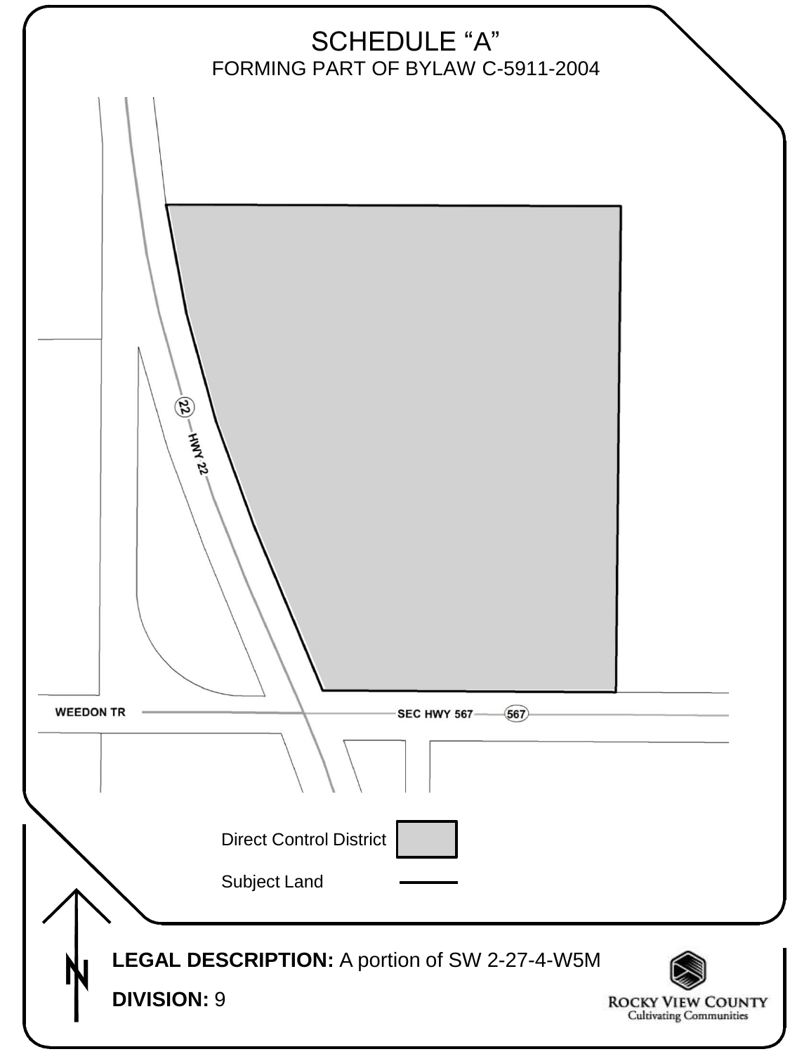# SCHEDULE "A"

FORMING PART OF BYLAW C-5911-2004

22 HWY 22

WEEDON TR

SEC HWY 567 567

Direct Control District

Subject Land

N

**LEGAL DESCRIPTION:** A portion of SW 2-27-4-W5M

**DIVISION:** 9

ROCKY VIEW COUNTY
Cultivating Communities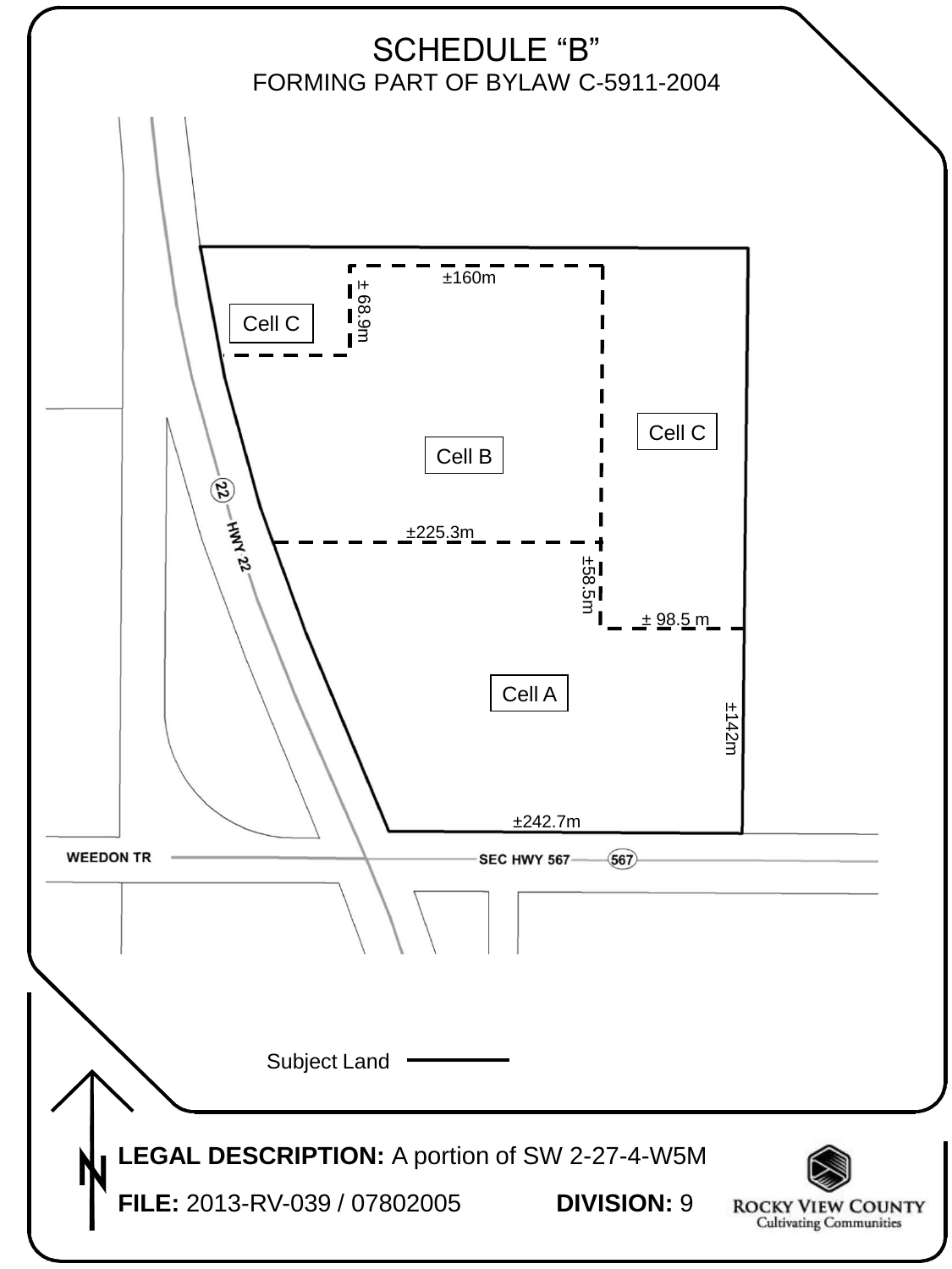# SCHEDULE "B"

FORMING PART OF BYLAW C-5911-2004

±160m

± 68.9m

Cell C

Cell C

Cell B

±225.3m

±58.5m

± 98.5 m

Cell A

±142m

±242.7m

22

HWY 22

WEEDON TR

SEC HWY 567

567

Subject Land

N

**LEGAL DESCRIPTION:** A portion of SW 2-27-4-W5M

**FILE:** 2013-RV-039 / 07802005

**DIVISION:** 9

ROCKY VIEW COUNTY
Cultivating Communities